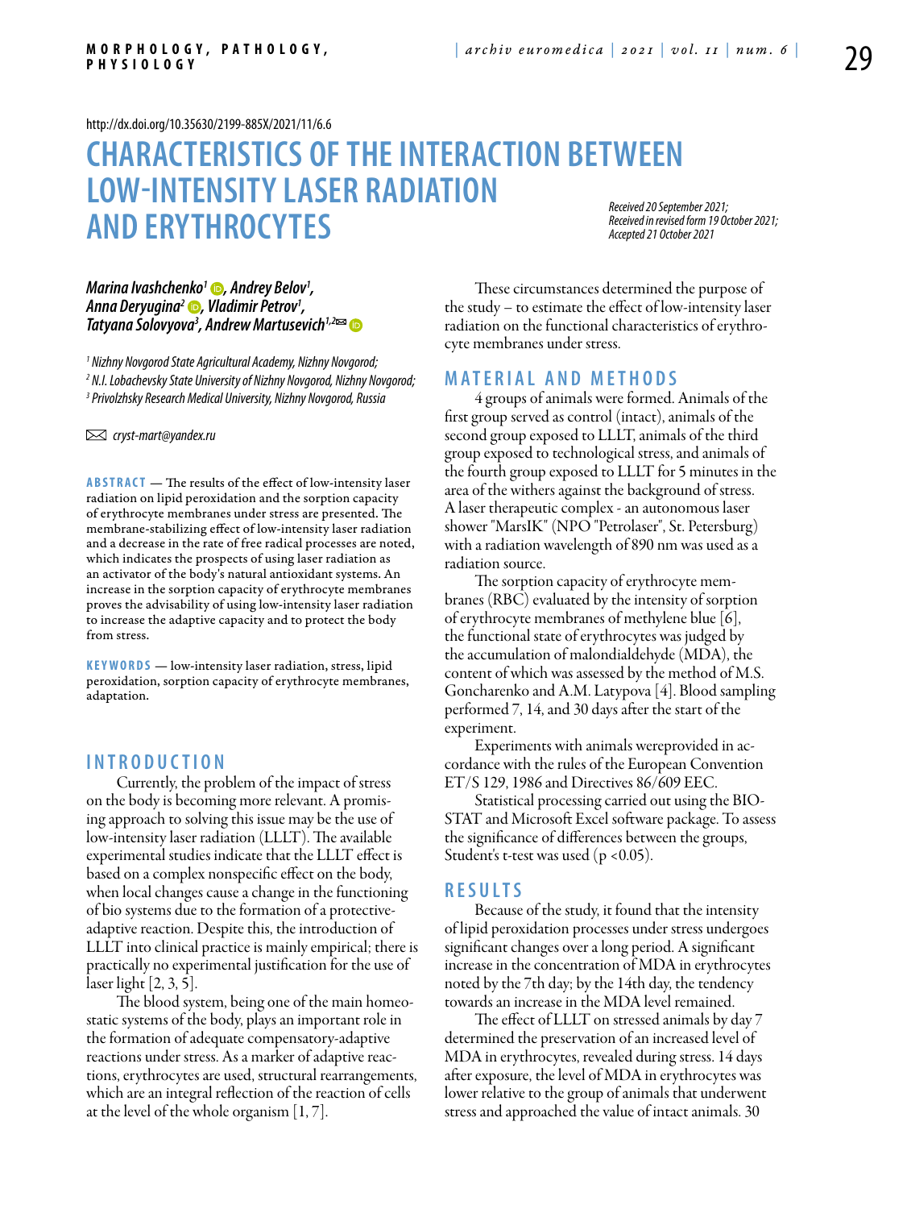http://dx.doi.org/10.35630/2199-885X/2021/11/6.6

# CHARACTERISTICS OF THE INTERACTION BETWEEN LOW-INTENSITY LASER RADIATION AND ERYTHROCYTES

*Received 20 September 2021; Received in revised form 19 October 2021; Accepted 21 October 2021*

***Marina Ivashchenko[1], Andrey Belov[1], Anna Deryugina[2], Vladimir Petrov[1], Tatyana Solovyova[3], Andrew Martusevich[1,2]***

*[1] Nizhny Novgorod State Agricultural Academy, Nizhny Novgorod;*
*[2] N.I. Lobachevsky State University of Nizhny Novgorod, Nizhny Novgorod;*
*[3] Privolzhsky Research Medical University, Nizhny Novgorod, Russia*

✉ *cryst-mart@yandex.ru*

**ABSTRACT** — The results of the effect of low-intensity laser radiation on lipid peroxidation and the sorption capacity of erythrocyte membranes under stress are presented. The membrane-stabilizing effect of low-intensity laser radiation and a decrease in the rate of free radical processes are noted, which indicates the prospects of using laser radiation as an activator of the body's natural antioxidant systems. An increase in the sorption capacity of erythrocyte membranes proves the advisability of using low-intensity laser radiation to increase the adaptive capacity and to protect the body from stress.

**KEYWORDS** — low-intensity laser radiation, stress, lipid peroxidation, sorption capacity of erythrocyte membranes, adaptation.

## INTRODUCTION

Currently, the problem of the impact of stress on the body is becoming more relevant. A promising approach to solving this issue may be the use of low-intensity laser radiation (LLLT). The available experimental studies indicate that the LLLT effect is based on a complex nonspecific effect on the body, when local changes cause a change in the functioning of bio systems due to the formation of a protective-adaptive reaction. Despite this, the introduction of LLLT into clinical practice is mainly empirical; there is practically no experimental justification for the use of laser light [2, 3, 5].

The blood system, being one of the main homeostatic systems of the body, plays an important role in the formation of adequate compensatory-adaptive reactions under stress. As a marker of adaptive reactions, erythrocytes are used, structural rearrangements, which are an integral reflection of the reaction of cells at the level of the whole organism [1, 7].

These circumstances determined the purpose of the study – to estimate the effect of low-intensity laser radiation on the functional characteristics of erythrocyte membranes under stress.

## MATERIAL AND METHODS

4 groups of animals were formed. Animals of the first group served as control (intact), animals of the second group exposed to LLLT, animals of the third group exposed to technological stress, and animals of the fourth group exposed to LLLT for 5 minutes in the area of the withers against the background of stress. A laser therapeutic complex - an autonomous laser shower "MarsIK" (NPO "Petrolaser", St. Petersburg) with a radiation wavelength of 890 nm was used as a radiation source.

The sorption capacity of erythrocyte membranes (RBC) evaluated by the intensity of sorption of erythrocyte membranes of methylene blue [6], the functional state of erythrocytes was judged by the accumulation of malondialdehyde (MDA), the content of which was assessed by the method of M.S. Goncharenko and A.M. Latypova [4]. Blood sampling performed 7, 14, and 30 days after the start of the experiment.

Experiments with animals wereprovided in accordance with the rules of the European Convention ET/S 129, 1986 and Directives 86/609 EEC.

Statistical processing carried out using the BIOSTAT and Microsoft Excel software package. To assess the significance of differences between the groups, Student's t-test was used ($p < 0.05$).

## RESULTS

Because of the study, it found that the intensity of lipid peroxidation processes under stress undergoes significant changes over a long period. A significant increase in the concentration of MDA in erythrocytes noted by the 7th day; by the 14th day, the tendency towards an increase in the MDA level remained.

The effect of LLLT on stressed animals by day 7 determined the preservation of an increased level of MDA in erythrocytes, revealed during stress. 14 days after exposure, the level of MDA in erythrocytes was lower relative to the group of animals that underwent stress and approached the value of intact animals. 30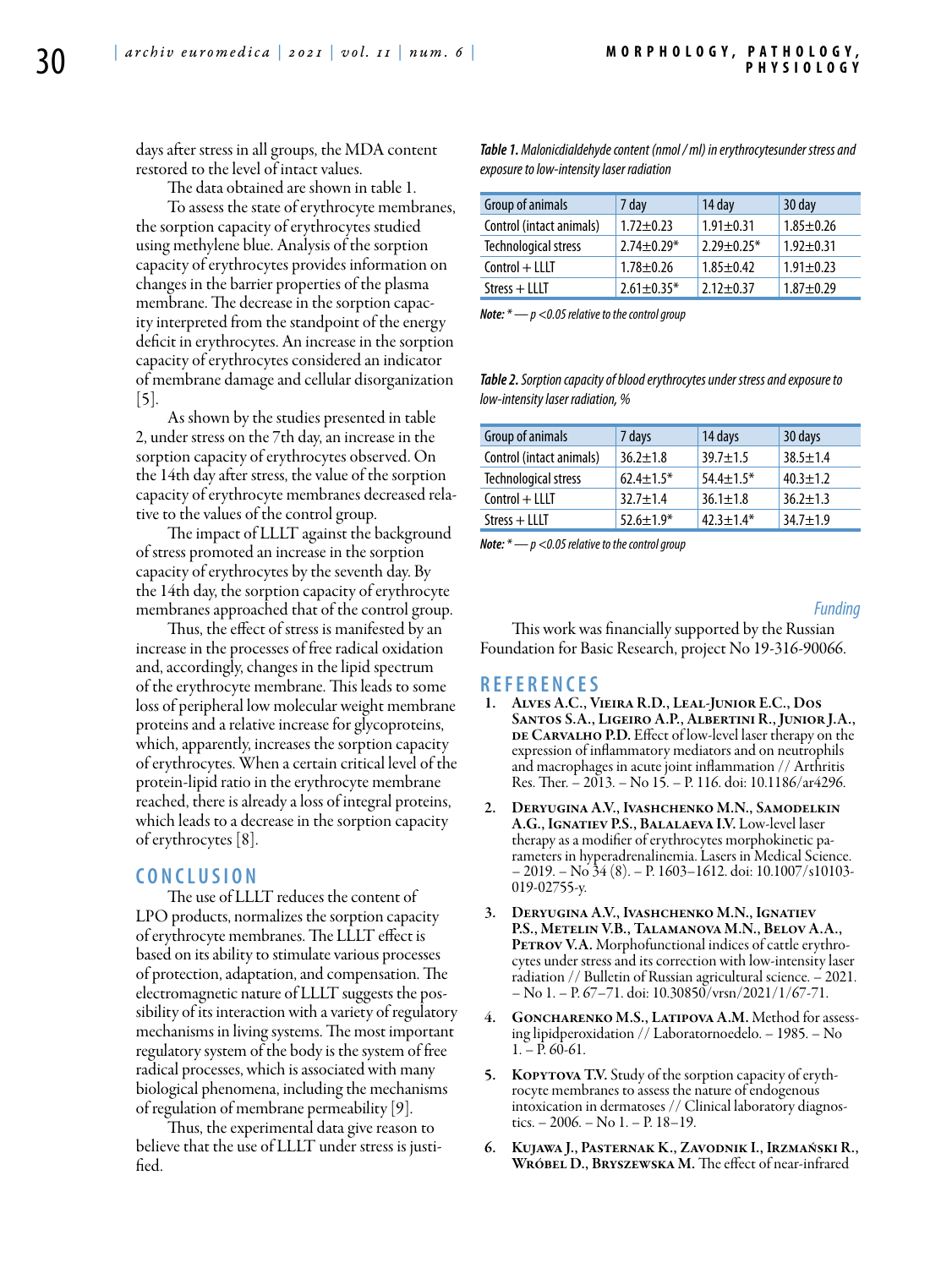days after stress in all groups, the MDA content restored to the level of intact values.

The data obtained are shown in table 1.

To assess the state of erythrocyte membranes, the sorption capacity of erythrocytes studied using methylene blue. Analysis of the sorption capacity of erythrocytes provides information on changes in the barrier properties of the plasma membrane. The decrease in the sorption capacity interpreted from the standpoint of the energy deficit in erythrocytes. An increase in the sorption capacity of erythrocytes considered an indicator of membrane damage and cellular disorganization [5].

As shown by the studies presented in table 2, under stress on the 7th day, an increase in the sorption capacity of erythrocytes observed. On the 14th day after stress, the value of the sorption capacity of erythrocyte membranes decreased relative to the values of the control group.

The impact of LLLT against the background of stress promoted an increase in the sorption capacity of erythrocytes by the seventh day. By the 14th day, the sorption capacity of erythrocyte membranes approached that of the control group.

Thus, the effect of stress is manifested by an increase in the processes of free radical oxidation and, accordingly, changes in the lipid spectrum of the erythrocyte membrane. This leads to some loss of peripheral low molecular weight membrane proteins and a relative increase for glycoproteins, which, apparently, increases the sorption capacity of erythrocytes. When a certain critical level of the protein-lipid ratio in the erythrocyte membrane reached, there is already a loss of integral proteins, which leads to a decrease in the sorption capacity of erythrocytes [8].

## CONCLUSION

The use of LLLT reduces the content of LPO products, normalizes the sorption capacity of erythrocyte membranes. The LLLT effect is based on its ability to stimulate various processes of protection, adaptation, and compensation. The electromagnetic nature of LLLT suggests the possibility of its interaction with a variety of regulatory mechanisms in living systems. The most important regulatory system of the body is the system of free radical processes, which is associated with many biological phenomena, including the mechanisms of regulation of membrane permeability [9].

Thus, the experimental data give reason to believe that the use of LLLT under stress is justified.

***Table 1.** Malonicdialdehyde content (nmol / ml) in erythrocytesunder stress and exposure to low-intensity laser radiation*

| Group of animals | 7 day | 14 day | 30 day |
|---|---|---|---|
| Control (intact animals) | 1.72±0.23 | 1.91±0.31 | 1.85±0.26 |
| Technological stress | 2.74±0.29* | 2.29±0.25* | 1.92±0.31 |
| Control + LLLT | 1.78±0.26 | 1.85±0.42 | 1.91±0.23 |
| Stress + LLLT | 2.61±0.35* | 2.12±0.37 | 1.87±0.29 |

***Note:** * — $p < 0.05$ relative to the control group*

***Table 2.** Sorption capacity of blood erythrocytes under stress and exposure to low-intensity laser radiation, %*

| Group of animals | 7 days | 14 days | 30 days |
|---|---|---|---|
| Control (intact animals) | 36.2±1.8 | 39.7±1.5 | 38.5±1.4 |
| Technological stress | 62.4±1.5* | 54.4±1.5* | 40.3±1.2 |
| Control + LLLT | 32.7±1.4 | 36.1±1.8 | 36.2±1.3 |
| Stress + LLLT | 52.6±1.9* | 42.3±1.4* | 34.7±1.9 |

***Note:** * — $p < 0.05$ relative to the control group*

*Funding*

This work was financially supported by the Russian Foundation for Basic Research, project No 19-316-90066.

## REFERENCES

1. **Alves A.C., Vieira R.D., Leal-Junior E.C., Dos Santos S.A., Ligeiro A.P., Albertini R., Junior J.A., de Carvalho P.D.** Effect of low-level laser therapy on the expression of inflammatory mediators and on neutrophils and macrophages in acute joint inflammation // Arthritis Res. Ther. – 2013. – No 15. – P. 116. doi: 10.1186/ar4296.
2. **Deryugina A.V., Ivashchenko M.N., Samodelkin A.G., Ignatiev P.S., Balalaeva I.V.** Low-level laser therapy as a modifier of erythrocytes morphokinetic parameters in hyperadrenalinemia. Lasers in Medical Science. – 2019. – No 34 (8). – P. 1603–1612. doi: 10.1007/s10103-019-02755-y.
3. **Deryugina A.V., Ivashchenko M.N., Ignatiev P.S., Metelin V.B., Talamanova M.N., Belov A.A., Petrov V.A.** Morphofunctional indices of cattle erythrocytes under stress and its correction with low-intensity laser radiation // Bulletin of Russian agricultural science. – 2021. – No 1. – P. 67–71. doi: 10.30850/vrsn/2021/1/67-71.
4. **Goncharenko M.S., Latipova A.M.** Method for assessing lipidperoxidation // Laboratornoedelo. – 1985. – No 1. – P. 60-61.
5. **Kopytova T.V.** Study of the sorption capacity of erythrocyte membranes to assess the nature of endogenous intoxication in dermatoses // Clinical laboratory diagnostics. – 2006. – No 1. – P. 18–19.
6. **Kujawa J., Pasternak K., Zavodnik I., Irzmański R., Wróbel D., Bryszewska M.** The effect of near-infrared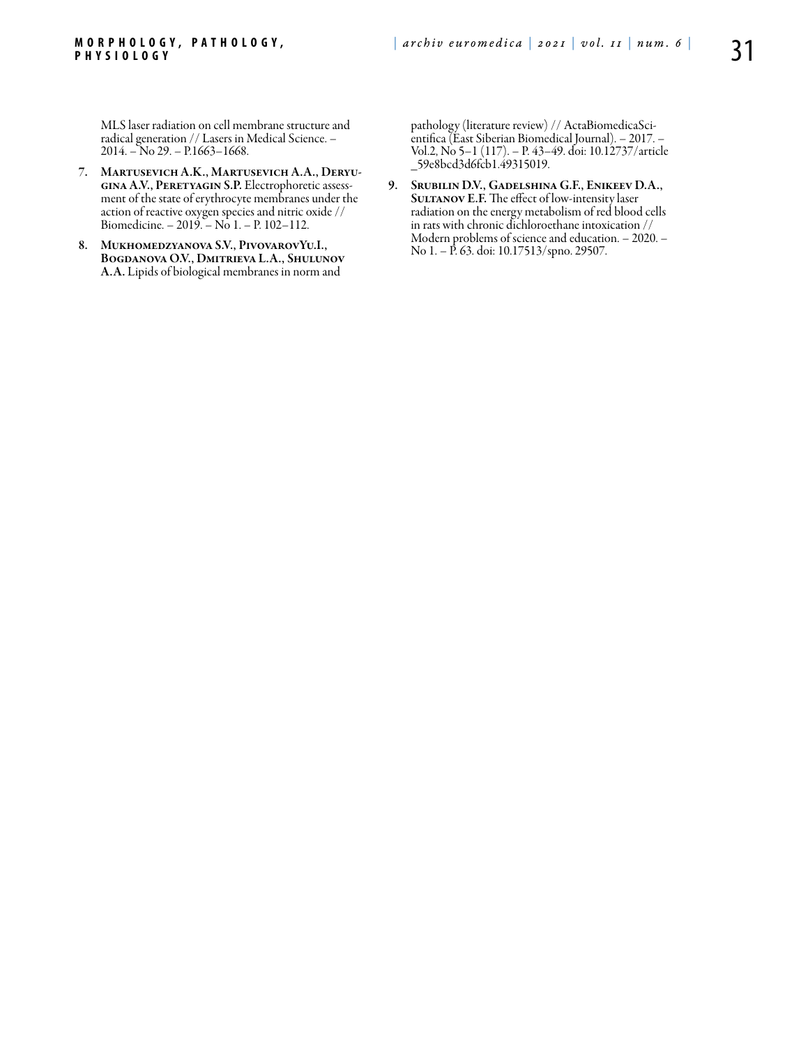MLS laser radiation on cell membrane structure and radical generation // Lasers in Medical Science. – 2014. – No 29. – P.1663–1668.

7. **Martusevich A.K., Martusevich A.A., Deryugina A.V., Peretyagin S.P.** Electrophoretic assessment of the state of erythrocyte membranes under the action of reactive oxygen species and nitric oxide // Biomedicine. – 2019. – No 1. – P. 102–112.

8. **Mukhomedzyanova S.V., PivovarovYu.I., Bogdanova O.V., Dmitrieva L.A., Shulunov A.A.** Lipids of biological membranes in norm and pathology (literature review) // ActaBiomedicaScientifica (East Siberian Biomedical Journal). – 2017. – Vol.2, No 5–1 (117). – P. 43–49. doi: 10.12737/article_59e8bcd3d6fcb1.49315019.

9. **Srubilin D.V., Gadelshina G.F., Enikeev D.A., Sultanov E.F.** The effect of low-intensity laser radiation on the energy metabolism of red blood cells in rats with chronic dichloroethane intoxication // Modern problems of science and education. – 2020. – No 1. – P. 63. doi: 10.17513/spno. 29507.